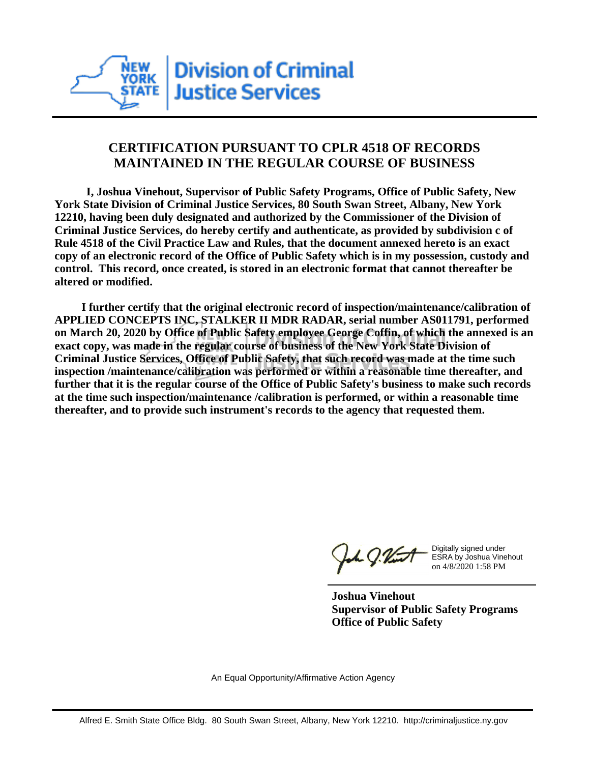New York State Division of Criminal Justice Services

## CERTIFICATION PURSUANT TO CPLR 4518 OF RECORDS MAINTAINED IN THE REGULAR COURSE OF BUSINESS

**I, Joshua Vinehout, Supervisor of Public Safety Programs, Office of Public Safety, New York State Division of Criminal Justice Services, 80 South Swan Street, Albany, New York 12210, having been duly designated and authorized by the Commissioner of the Division of Criminal Justice Services, do hereby certify and authenticate, as provided by subdivision c of Rule 4518 of the Civil Practice Law and Rules, that the document annexed hereto is an exact copy of an electronic record of the Office of Public Safety which is in my possession, custody and control. This record, once created, is stored in an electronic format that cannot thereafter be altered or modified.**

**I further certify that the original electronic record of inspection/maintenance/calibration of APPLIED CONCEPTS INC, STALKER II MDR RADAR, serial number AS011791, performed on March 20, 2020 by Office of Public Safety employee George Coffin, of which the annexed is an exact copy, was made in the regular course of business of the New York State Division of Criminal Justice Services, Office of Public Safety, that such record was made at the time such inspection /maintenance/calibration was performed or within a reasonable time thereafter, and further that it is the regular course of the Office of Public Safety's business to make such records at the time such inspection/maintenance /calibration is performed, or within a reasonable time thereafter, and to provide such instrument's records to the agency that requested them.**

Digitally signed under ESRA by Joshua Vinehout on 4/8/2020 1:58 PM

**Joshua Vinehout**
**Supervisor of Public Safety Programs**
**Office of Public Safety**

An Equal Opportunity/Affirmative Action Agency

Alfred E. Smith State Office Bldg. 80 South Swan Street, Albany, New York 12210. http://criminaljustice.ny.gov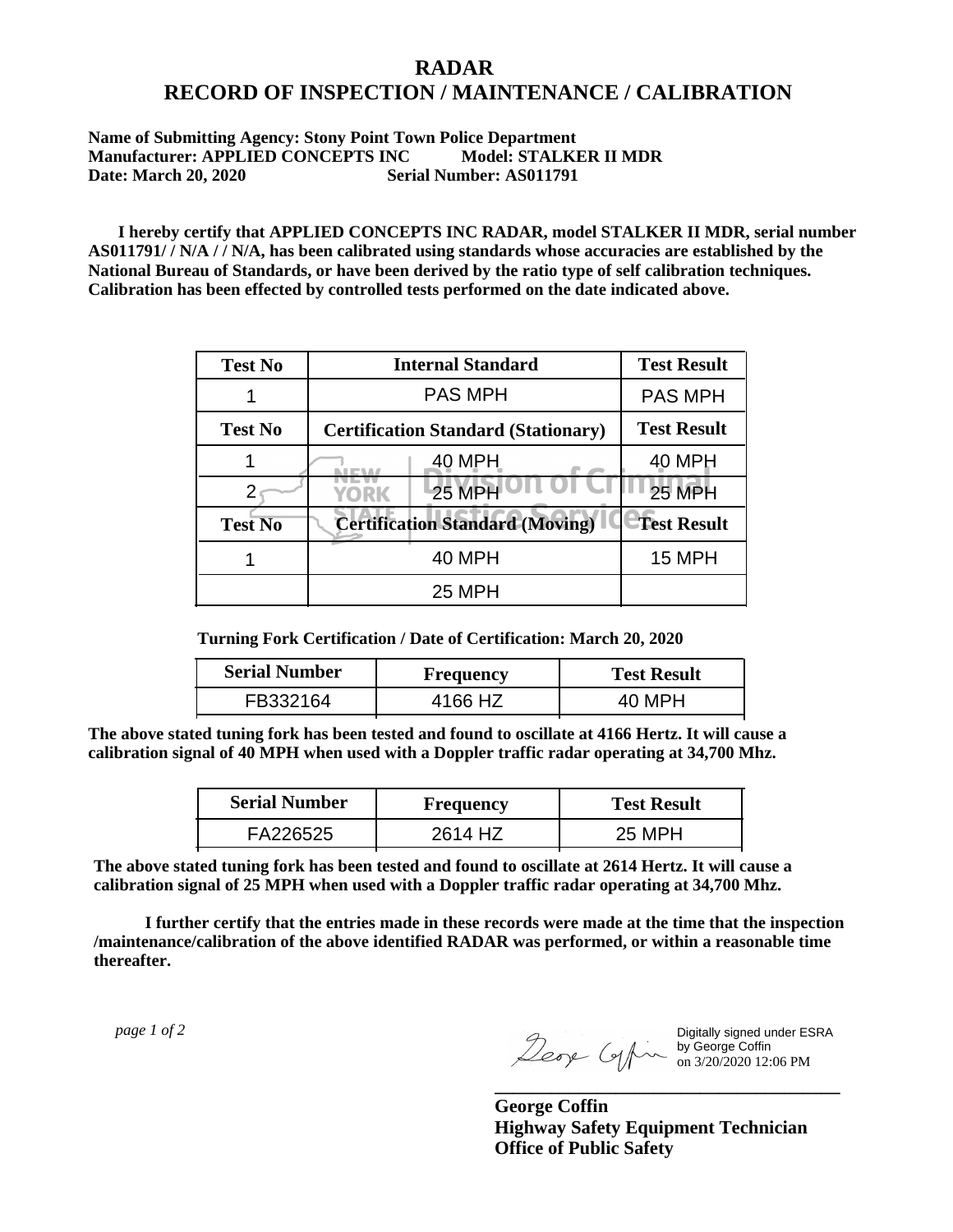# RADAR
# RECORD OF INSPECTION / MAINTENANCE / CALIBRATION

**Name of Submitting Agency: Stony Point Town Police Department**
**Manufacturer: APPLIED CONCEPTS INC Model: STALKER II MDR**
**Date: March 20, 2020 Serial Number: AS011791**

**I hereby certify that APPLIED CONCEPTS INC RADAR, model STALKER II MDR, serial number AS011791/ / N/A / / N/A, has been calibrated using standards whose accuracies are established by the National Bureau of Standards, or have been derived by the ratio type of self calibration techniques. Calibration has been effected by controlled tests performed on the date indicated above.**

| Test No | Internal Standard | Test Result |
|---|---|---|
| 1 | PAS MPH | PAS MPH |
| **Test No** | **Certification Standard (Stationary)** | **Test Result** |
| 1 | 40 MPH | 40 MPH |
| 2 | 25 MPH | 25 MPH |
| **Test No** | **Certification Standard (Moving)** | **Test Result** |
| 1 | 40 MPH | 15 MPH |
| | 25 MPH | |

**Turning Fork Certification / Date of Certification: March 20, 2020**

| Serial Number | Frequency | Test Result |
|---|---|---|
| FB332164 | 4166 HZ | 40 MPH |

**The above stated tuning fork has been tested and found to oscillate at 4166 Hertz. It will cause a calibration signal of 40 MPH when used with a Doppler traffic radar operating at 34,700 Mhz.**

| Serial Number | Frequency | Test Result |
|---|---|---|
| FA226525 | 2614 HZ | 25 MPH |

**The above stated tuning fork has been tested and found to oscillate at 2614 Hertz. It will cause a calibration signal of 25 MPH when used with a Doppler traffic radar operating at 34,700 Mhz.**

**I further certify that the entries made in these records were made at the time that the inspection /maintenance/calibration of the above identified RADAR was performed, or within a reasonable time thereafter.**

Digitally signed under ESRA by George Coffin on 3/20/2020 12:06 PM

**George Coffin**
**Highway Safety Equipment Technician**
**Office of Public Safety**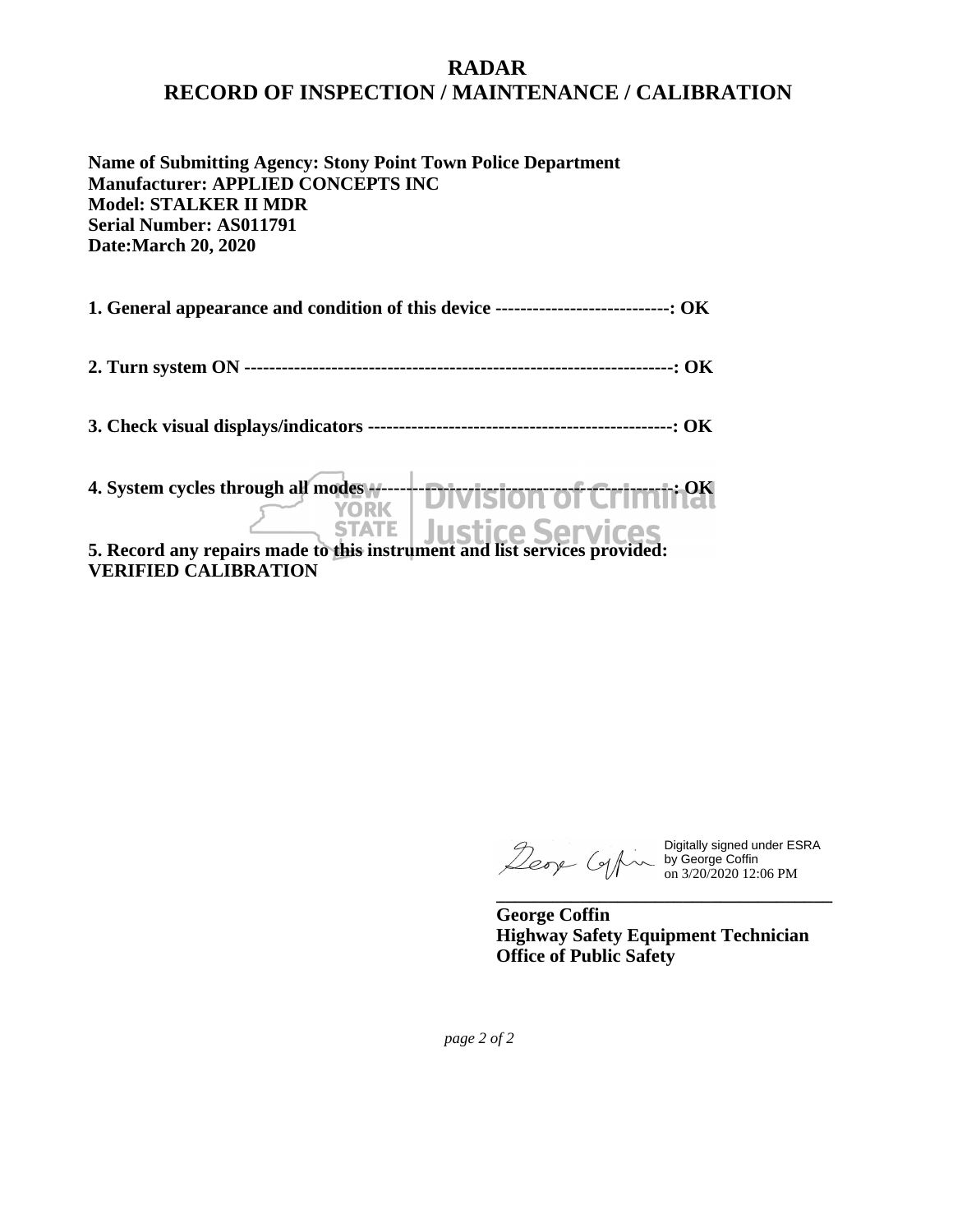# RADAR
# RECORD OF INSPECTION / MAINTENANCE / CALIBRATION

**Name of Submitting Agency: Stony Point Town Police Department**
**Manufacturer: APPLIED CONCEPTS INC**
**Model: STALKER II MDR**
**Serial Number: AS011791**
**Date:March 20, 2020**

**1. General appearance and condition of this device ----------------------------: OK**

**2. Turn system ON -------------------------------------------------------------------: OK**

**3. Check visual displays/indicators -------------------------------------------------: OK**

**4. System cycles through all modes ---------------------------------------------: OK**

**5. Record any repairs made to this instrument and list services provided:**
**VERIFIED CALIBRATION**

Digitally signed under ESRA by George Coffin on 3/20/2020 12:06 PM

\_\_\_\_\_\_\_\_\_\_\_\_\_\_\_\_\_\_\_\_\_\_\_\_\_\_\_\_\_\_\_\_\_\_\_\_\_

**George Coffin**
**Highway Safety Equipment Technician**
**Office of Public Safety**